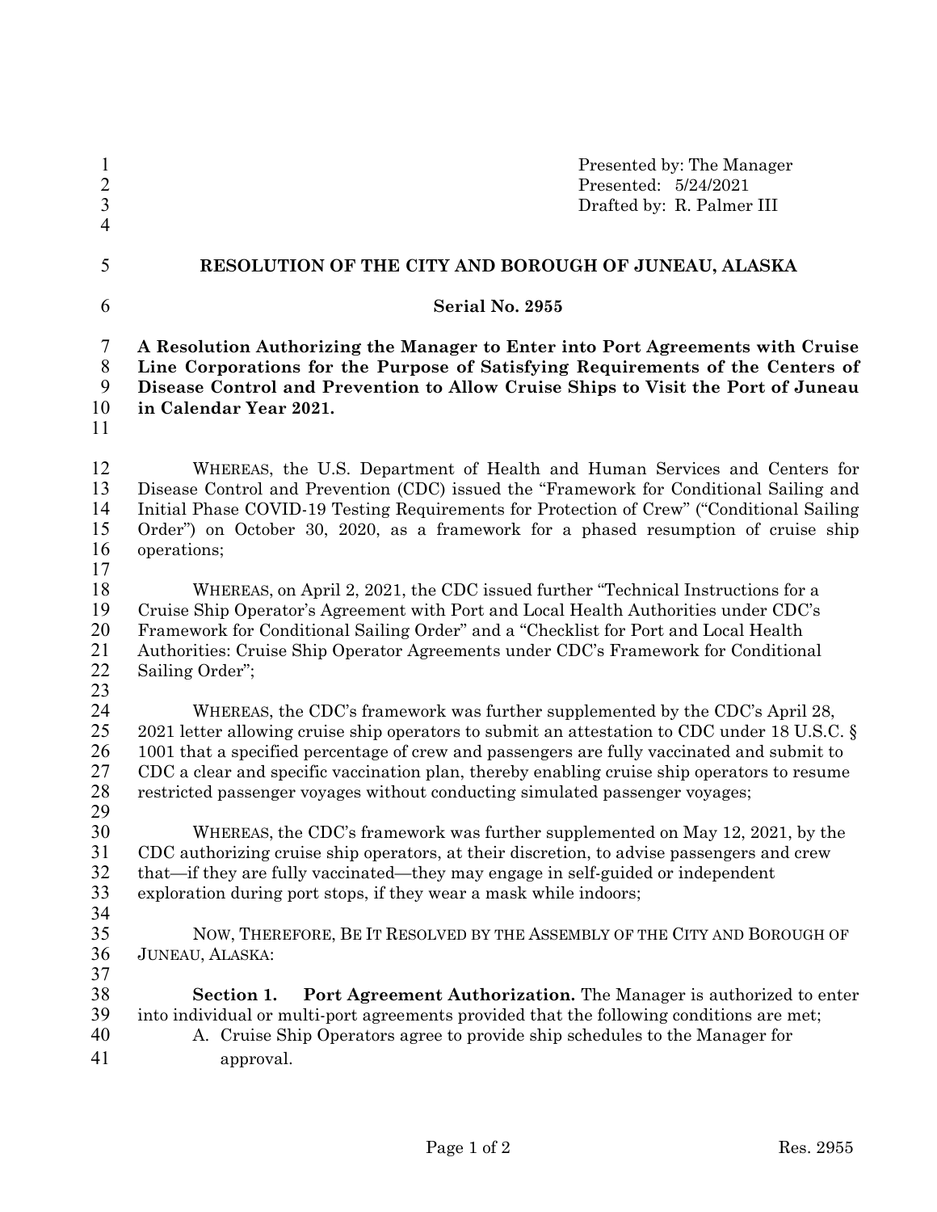Presented by: The Manager
Presented: 5/24/2021
Drafted by: R. Palmer III

# RESOLUTION OF THE CITY AND BOROUGH OF JUNEAU, ALASKA

## Serial No. 2955

**A Resolution Authorizing the Manager to Enter into Port Agreements with Cruise Line Corporations for the Purpose of Satisfying Requirements of the Centers of Disease Control and Prevention to Allow Cruise Ships to Visit the Port of Juneau in Calendar Year 2021.**

WHEREAS, the U.S. Department of Health and Human Services and Centers for Disease Control and Prevention (CDC) issued the "Framework for Conditional Sailing and Initial Phase COVID-19 Testing Requirements for Protection of Crew" ("Conditional Sailing Order") on October 30, 2020, as a framework for a phased resumption of cruise ship operations;

WHEREAS, on April 2, 2021, the CDC issued further "Technical Instructions for a Cruise Ship Operator's Agreement with Port and Local Health Authorities under CDC's Framework for Conditional Sailing Order" and a "Checklist for Port and Local Health Authorities: Cruise Ship Operator Agreements under CDC's Framework for Conditional Sailing Order";

WHEREAS, the CDC's framework was further supplemented by the CDC's April 28, 2021 letter allowing cruise ship operators to submit an attestation to CDC under 18 U.S.C. § 1001 that a specified percentage of crew and passengers are fully vaccinated and submit to CDC a clear and specific vaccination plan, thereby enabling cruise ship operators to resume restricted passenger voyages without conducting simulated passenger voyages;

WHEREAS, the CDC's framework was further supplemented on May 12, 2021, by the CDC authorizing cruise ship operators, at their discretion, to advise passengers and crew that—if they are fully vaccinated—they may engage in self-guided or independent exploration during port stops, if they wear a mask while indoors;

NOW, THEREFORE, BE IT RESOLVED BY THE ASSEMBLY OF THE CITY AND BOROUGH OF JUNEAU, ALASKA:

**Section 1. Port Agreement Authorization.** The Manager is authorized to enter into individual or multi-port agreements provided that the following conditions are met;

A. Cruise Ship Operators agree to provide ship schedules to the Manager for approval.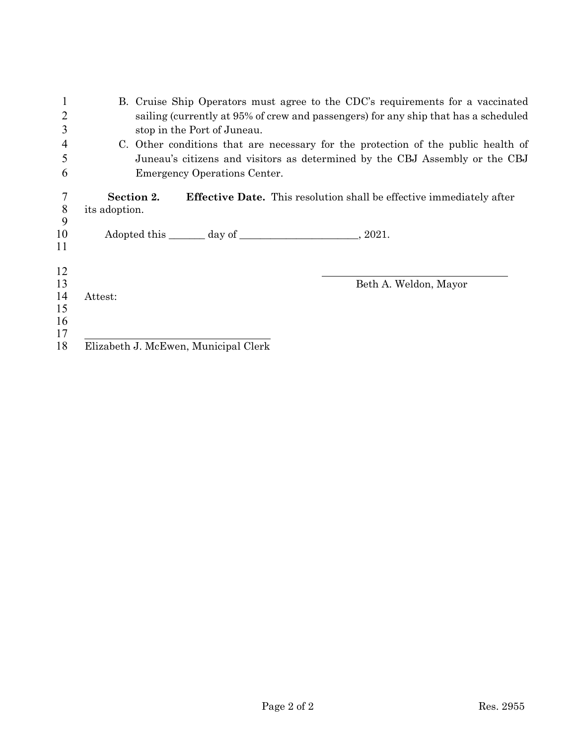B. Cruise Ship Operators must agree to the CDC's requirements for a vaccinated sailing (currently at 95% of crew and passengers) for any ship that has a scheduled stop in the Port of Juneau.

C. Other conditions that are necessary for the protection of the public health of Juneau's citizens and visitors as determined by the CBJ Assembly or the CBJ Emergency Operations Center.

**Section 2.** **Effective Date.** This resolution shall be effective immediately after its adoption.

Adopted this _______ day of _______________________, 2021.

_________________________________
Beth A. Weldon, Mayor

Attest:

_________________________________
Elizabeth J. McEwen, Municipal Clerk